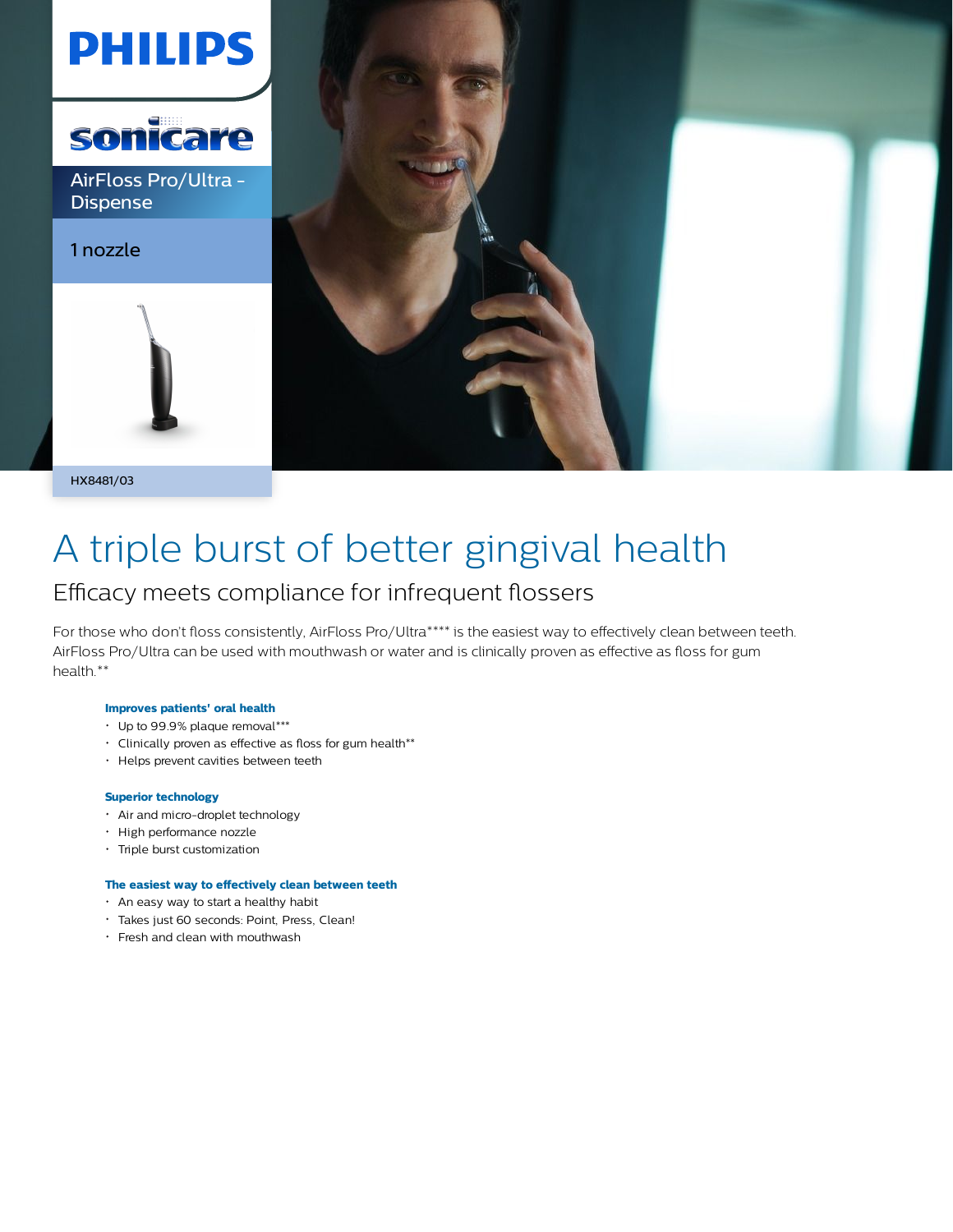PHILIPS

sonicare

AirFloss Pro/Ultra - Dispense

1 nozzle

HX8481/03

# A triple burst of better gingival health

## Efficacy meets compliance for infrequent flossers

For those who don't floss consistently, AirFloss Pro/Ultra**** is the easiest way to effectively clean between teeth. AirFloss Pro/Ultra can be used with mouthwash or water and is clinically proven as effective as floss for gum health.**

**Improves patients' oral health**

- Up to 99.9% plaque removal***
- Clinically proven as effective as floss for gum health**
- Helps prevent cavities between teeth

**Superior technology**

- Air and micro-droplet technology
- High performance nozzle
- Triple burst customization

**The easiest way to effectively clean between teeth**

- An easy way to start a healthy habit
- Takes just 60 seconds: Point, Press, Clean!
- Fresh and clean with mouthwash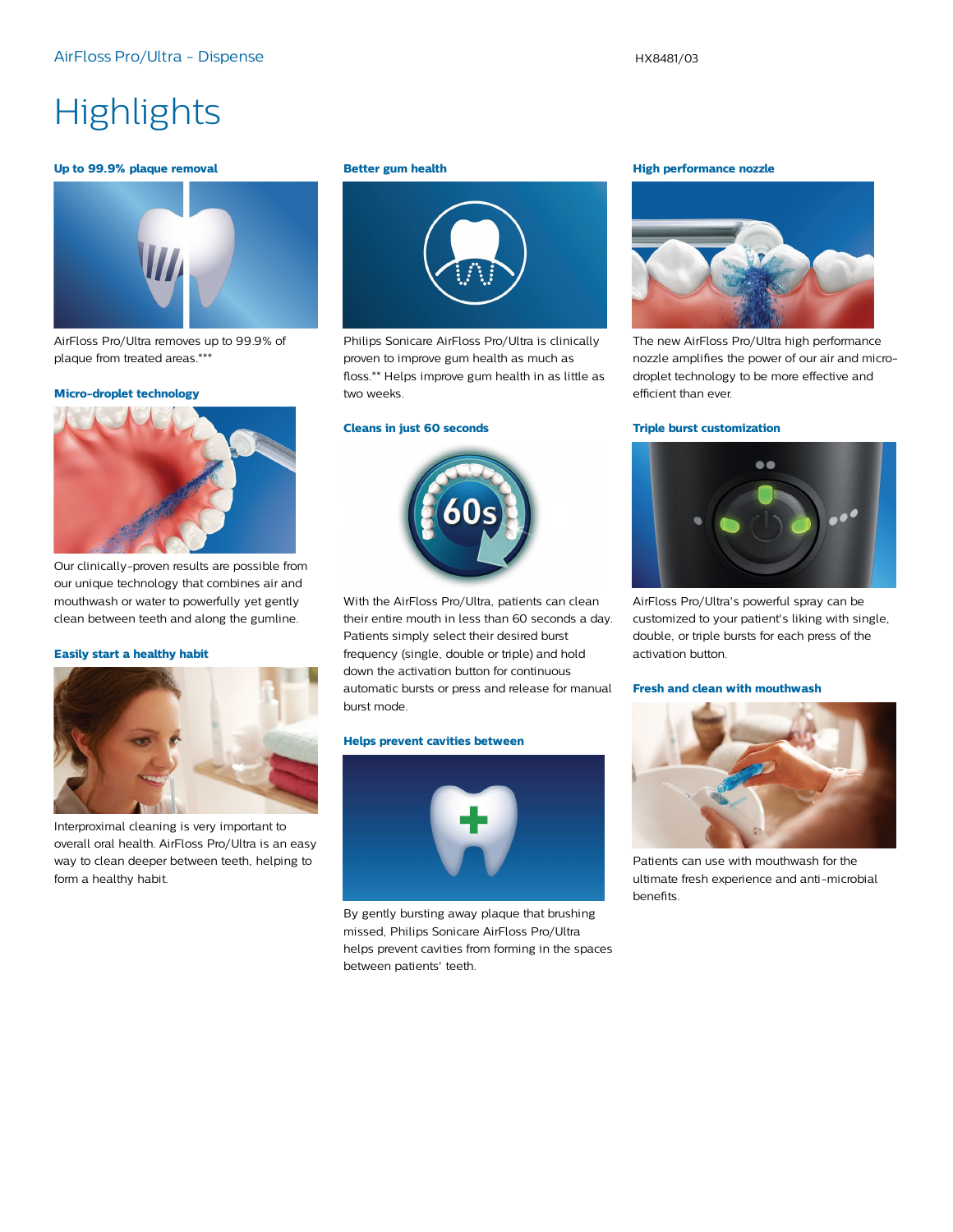# Highlights

### Up to 99.9% plaque removal

AirFloss Pro/Ultra removes up to 99.9% of plaque from treated areas.***

### Micro-droplet technology

Our clinically-proven results are possible from our unique technology that combines air and mouthwash or water to powerfully yet gently clean between teeth and along the gumline.

### Easily start a healthy habit

Interproximal cleaning is very important to overall oral health. AirFloss Pro/Ultra is an easy way to clean deeper between teeth, helping to form a healthy habit.

### Better gum health

Philips Sonicare AirFloss Pro/Ultra is clinically proven to improve gum health as much as floss.** Helps improve gum health in as little as two weeks.

### Cleans in just 60 seconds

With the AirFloss Pro/Ultra, patients can clean their entire mouth in less than 60 seconds a day. Patients simply select their desired burst frequency (single, double or triple) and hold down the activation button for continuous automatic bursts or press and release for manual burst mode.

### Helps prevent cavities between

By gently bursting away plaque that brushing missed, Philips Sonicare AirFloss Pro/Ultra helps prevent cavities from forming in the spaces between patients' teeth.

### High performance nozzle

The new AirFloss Pro/Ultra high performance nozzle amplifies the power of our air and micro-droplet technology to be more effective and efficient than ever.

### Triple burst customization

AirFloss Pro/Ultra's powerful spray can be customized to your patient's liking with single, double, or triple bursts for each press of the activation button.

### Fresh and clean with mouthwash

Patients can use with mouthwash for the ultimate fresh experience and anti-microbial benefits.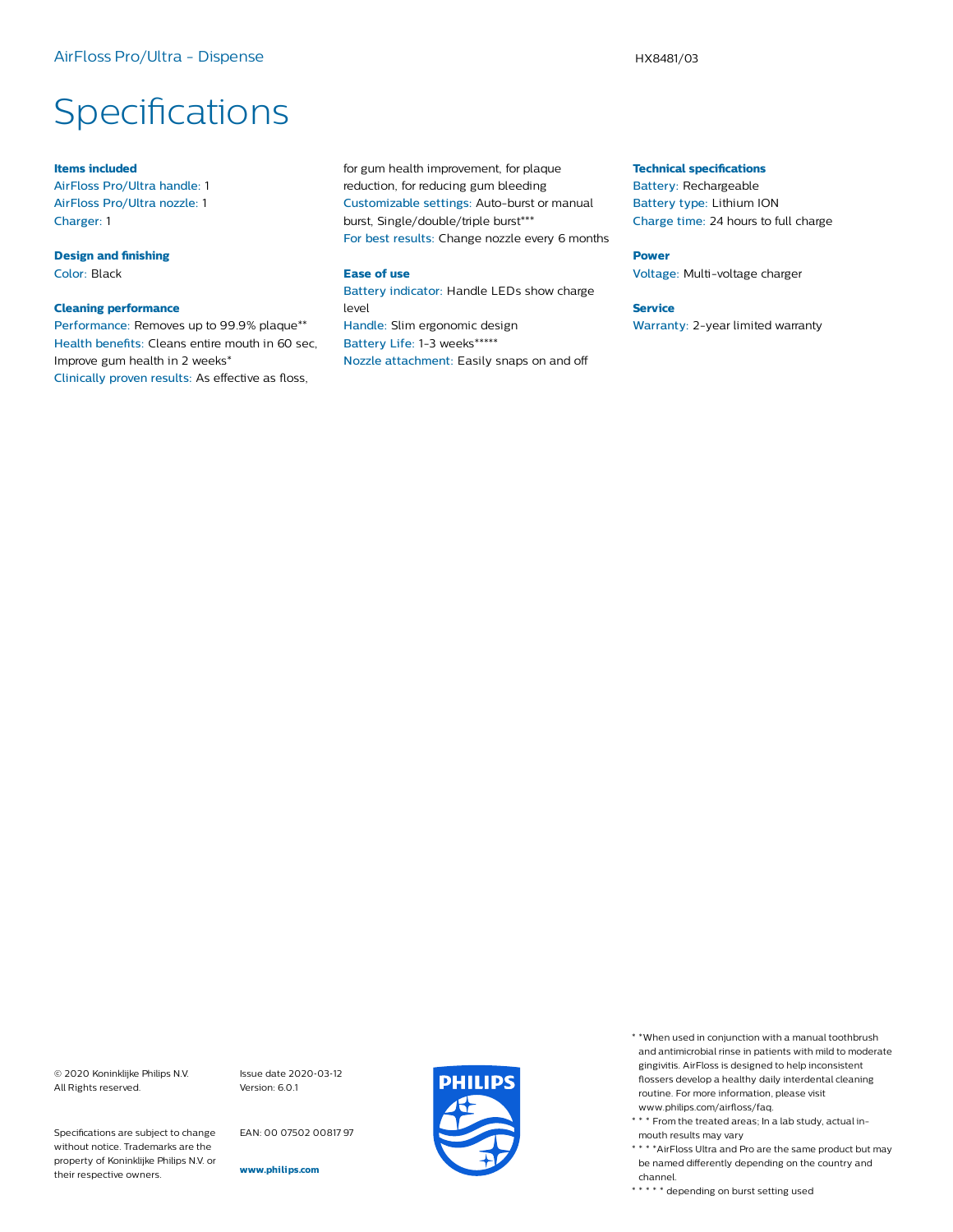# Specifications

### Items included

AirFloss Pro/Ultra handle: 1
AirFloss Pro/Ultra nozzle: 1
Charger: 1

### Design and finishing

Color: Black

### Cleaning performance

Performance: Removes up to 99.9% plaque**
Health benefits: Cleans entire mouth in 60 sec, Improve gum health in 2 weeks*
Clinically proven results: As effective as floss, for gum health improvement, for plaque reduction, for reducing gum bleeding
Customizable settings: Auto-burst or manual burst, Single/double/triple burst***
For best results: Change nozzle every 6 months

### Ease of use

Battery indicator: Handle LEDs show charge level
Handle: Slim ergonomic design
Battery Life: 1-3 weeks*****
Nozzle attachment: Easily snaps on and off

### Technical specifications

Battery: Rechargeable
Battery type: Lithium ION
Charge time: 24 hours to full charge

### Power

Voltage: Multi-voltage charger

### Service

Warranty: 2-year limited warranty

© 2020 Koninklijke Philips N.V.
All Rights reserved.

Specifications are subject to change without notice. Trademarks are the property of Koninklijke Philips N.V. or their respective owners.

Issue date 2020-03-12
Version: 6.0.1

EAN: 00 07502 00817 97

www.philips.com

* *When used in conjunction with a manual toothbrush and antimicrobial rinse in patients with mild to moderate gingivitis. AirFloss is designed to help inconsistent flossers develop a healthy daily interdental cleaning routine. For more information, please visit www.philips.com/airfloss/faq.
* * * From the treated areas; In a lab study, actual in-mouth results may vary
* * * *AirFloss Ultra and Pro are the same product but may be named differently depending on the country and channel.
* * * * * depending on burst setting used